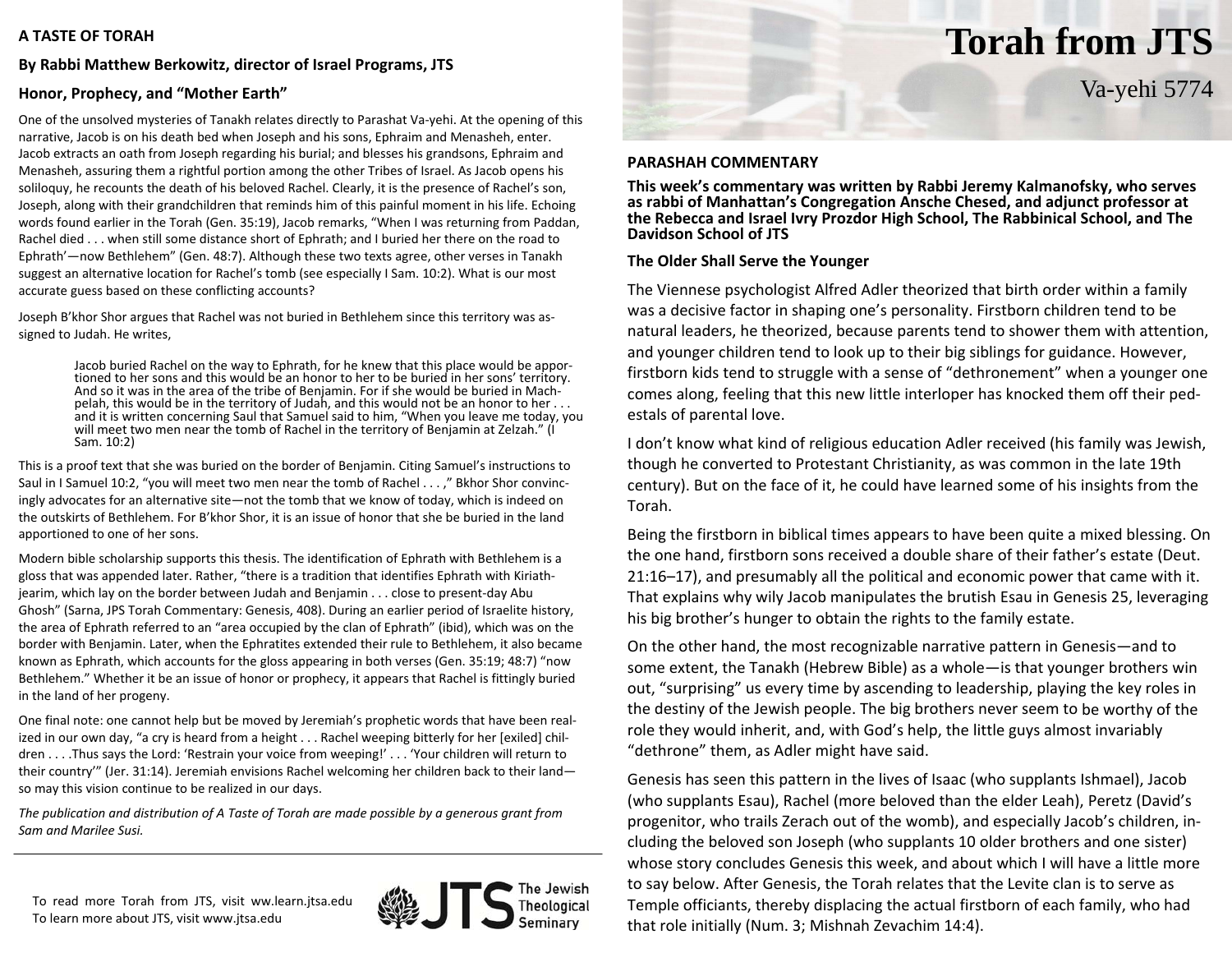# Torah from JTS

Va-yehi 5774

## PARASHAH COMMENTARY

**This week's commentary was written by Rabbi Jeremy Kalmanofsky, who serves as rabbi of Manhattan's Congregation Ansche Chesed, and adjunct professor at the Rebecca and Israel Ivry Prozdor High School, The Rabbinical School, and The Davidson School of JTS**

### The Older Shall Serve the Younger

The Viennese psychologist Alfred Adler theorized that birth order within a family was a decisive factor in shaping one's personality. Firstborn children tend to be natural leaders, he theorized, because parents tend to shower them with attention, and younger children tend to look up to their big siblings for guidance. However, firstborn kids tend to struggle with a sense of "dethronement" when a younger one comes along, feeling that this new little interloper has knocked them off their pedestals of parental love.

I don't know what kind of religious education Adler received (his family was Jewish, though he converted to Protestant Christianity, as was common in the late 19th century). But on the face of it, he could have learned some of his insights from the Torah.

Being the firstborn in biblical times appears to have been quite a mixed blessing. On the one hand, firstborn sons received a double share of their father's estate (Deut. 21:16–17), and presumably all the political and economic power that came with it. That explains why wily Jacob manipulates the brutish Esau in Genesis 25, leveraging his big brother's hunger to obtain the rights to the family estate.

On the other hand, the most recognizable narrative pattern in Genesis—and to some extent, the Tanakh (Hebrew Bible) as a whole—is that younger brothers win out, "surprising" us every time by ascending to leadership, playing the key roles in the destiny of the Jewish people. The big brothers never seem to be worthy of the role they would inherit, and, with God's help, the little guys almost invariably "dethrone" them, as Adler might have said.

Genesis has seen this pattern in the lives of Isaac (who supplants Ishmael), Jacob (who supplants Esau), Rachel (more beloved than the elder Leah), Peretz (David's progenitor, who trails Zerach out of the womb), and especially Jacob's children, including the beloved son Joseph (who supplants 10 older brothers and one sister) whose story concludes Genesis this week, and about which I will have a little more to say below. After Genesis, the Torah relates that the Levite clan is to serve as Temple officiants, thereby displacing the actual firstborn of each family, who had that role initially (Num. 3; Mishnah Zevachim 14:4).

---

## A TASTE OF TORAH

**By Rabbi Matthew Berkowitz, director of Israel Programs, JTS**

### Honor, Prophecy, and "Mother Earth"

One of the unsolved mysteries of Tanakh relates directly to Parashat Va-yehi. At the opening of this narrative, Jacob is on his death bed when Joseph and his sons, Ephraim and Menasheh, enter. Jacob extracts an oath from Joseph regarding his burial; and blesses his grandsons, Ephraim and Menasheh, assuring them a rightful portion among the other Tribes of Israel. As Jacob opens his soliloquy, he recounts the death of his beloved Rachel. Clearly, it is the presence of Rachel's son, Joseph, along with their grandchildren that reminds him of this painful moment in his life. Echoing words found earlier in the Torah (Gen. 35:19), Jacob remarks, "When I was returning from Paddan, Rachel died . . . when still some distance short of Ephrath; and I buried her there on the road to Ephrath'—now Bethlehem" (Gen. 48:7). Although these two texts agree, other verses in Tanakh suggest an alternative location for Rachel's tomb (see especially I Sam. 10:2). What is our most accurate guess based on these conflicting accounts?

Joseph B'khor Shor argues that Rachel was not buried in Bethlehem since this territory was assigned to Judah. He writes,

> Jacob buried Rachel on the way to Ephrath, for he knew that this place would be apportioned to her sons and this would be an honor to her to be buried in her sons' territory. And so it was in the area of the tribe of Benjamin. For if she would be buried in Machpelah, this would be in the territory of Judah, and this would not be an honor to her . . . and it is written concerning Saul that Samuel said to him, "When you leave me today, you will meet two men near the tomb of Rachel in the territory of Benjamin at Zelzah." (I Sam. 10:2)

This is a proof text that she was buried on the border of Benjamin. Citing Samuel's instructions to Saul in I Samuel 10:2, "you will meet two men near the tomb of Rachel . . . ," Bkhor Shor convincingly advocates for an alternative site—not the tomb that we know of today, which is indeed on the outskirts of Bethlehem. For B'khor Shor, it is an issue of honor that she be buried in the land apportioned to one of her sons.

Modern bible scholarship supports this thesis. The identification of Ephrath with Bethlehem is a gloss that was appended later. Rather, "there is a tradition that identifies Ephrath with Kiriath-jearim, which lay on the border between Judah and Benjamin . . . close to present-day Abu Ghosh" (Sarna, JPS Torah Commentary: Genesis, 408). During an earlier period of Israelite history, the area of Ephrath referred to an "area occupied by the clan of Ephrath" (ibid), which was on the border with Benjamin. Later, when the Ephratites extended their rule to Bethlehem, it also became known as Ephrath, which accounts for the gloss appearing in both verses (Gen. 35:19; 48:7) "now Bethlehem." Whether it be an issue of honor or prophecy, it appears that Rachel is fittingly buried in the land of her progeny.

One final note: one cannot help but be moved by Jeremiah's prophetic words that have been realized in our own day, "a cry is heard from a height . . . Rachel weeping bitterly for her [exiled] children . . . .Thus says the Lord: 'Restrain your voice from weeping!' . . . 'Your children will return to their country'" (Jer. 31:14). Jeremiah envisions Rachel welcoming her children back to their land—so may this vision continue to be realized in our days.

*The publication and distribution of A Taste of Torah are made possible by a generous grant from Sam and Marilee Susi.*

---

To read more Torah from JTS, visit ww.learn.jtsa.edu
To learn more about JTS, visit www.jtsa.edu

JTS The Jewish Theological Seminary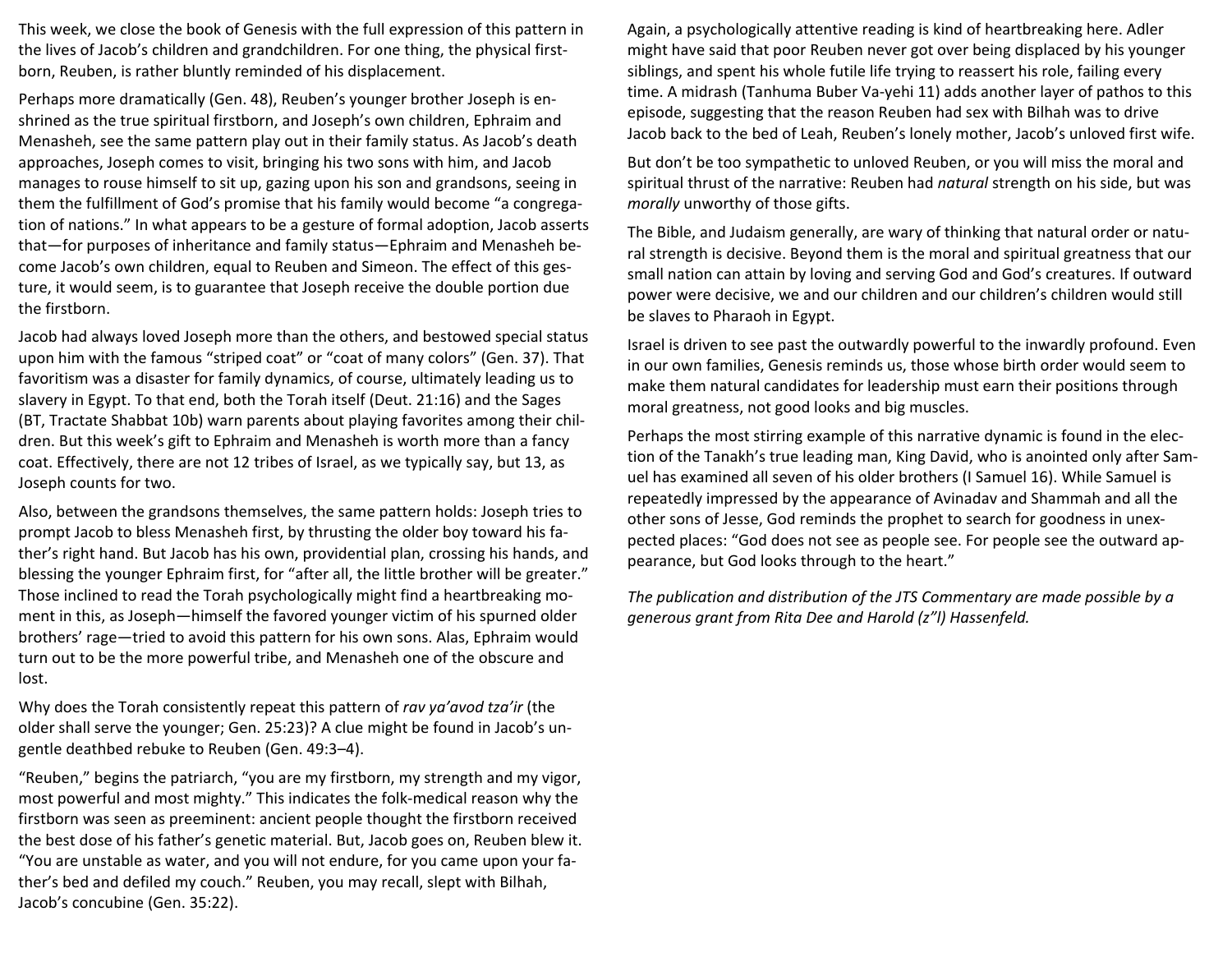This week, we close the book of Genesis with the full expression of this pattern in the lives of Jacob's children and grandchildren. For one thing, the physical first-born, Reuben, is rather bluntly reminded of his displacement.

Perhaps more dramatically (Gen. 48), Reuben's younger brother Joseph is enshrined as the true spiritual firstborn, and Joseph's own children, Ephraim and Menasheh, see the same pattern play out in their family status. As Jacob's death approaches, Joseph comes to visit, bringing his two sons with him, and Jacob manages to rouse himself to sit up, gazing upon his son and grandsons, seeing in them the fulfillment of God's promise that his family would become "a congregation of nations." In what appears to be a gesture of formal adoption, Jacob asserts that—for purposes of inheritance and family status—Ephraim and Menasheh become Jacob's own children, equal to Reuben and Simeon. The effect of this gesture, it would seem, is to guarantee that Joseph receive the double portion due the firstborn.

Jacob had always loved Joseph more than the others, and bestowed special status upon him with the famous "striped coat" or "coat of many colors" (Gen. 37). That favoritism was a disaster for family dynamics, of course, ultimately leading us to slavery in Egypt. To that end, both the Torah itself (Deut. 21:16) and the Sages (BT, Tractate Shabbat 10b) warn parents about playing favorites among their children. But this week's gift to Ephraim and Menasheh is worth more than a fancy coat. Effectively, there are not 12 tribes of Israel, as we typically say, but 13, as Joseph counts for two.

Also, between the grandsons themselves, the same pattern holds: Joseph tries to prompt Jacob to bless Menasheh first, by thrusting the older boy toward his father's right hand. But Jacob has his own, providential plan, crossing his hands, and blessing the younger Ephraim first, for "after all, the little brother will be greater." Those inclined to read the Torah psychologically might find a heartbreaking moment in this, as Joseph—himself the favored younger victim of his spurned older brothers' rage—tried to avoid this pattern for his own sons. Alas, Ephraim would turn out to be the more powerful tribe, and Menasheh one of the obscure and lost.

Why does the Torah consistently repeat this pattern of *rav ya'avod tza'ir* (the older shall serve the younger; Gen. 25:23)? A clue might be found in Jacob's ungentle deathbed rebuke to Reuben (Gen. 49:3–4).

"Reuben," begins the patriarch, "you are my firstborn, my strength and my vigor, most powerful and most mighty." This indicates the folk-medical reason why the firstborn was seen as preeminent: ancient people thought the firstborn received the best dose of his father's genetic material. But, Jacob goes on, Reuben blew it. "You are unstable as water, and you will not endure, for you came upon your father's bed and defiled my couch." Reuben, you may recall, slept with Bilhah, Jacob's concubine (Gen. 35:22).

Again, a psychologically attentive reading is kind of heartbreaking here. Adler might have said that poor Reuben never got over being displaced by his younger siblings, and spent his whole futile life trying to reassert his role, failing every time. A midrash (Tanhuma Buber Va-yehi 11) adds another layer of pathos to this episode, suggesting that the reason Reuben had sex with Bilhah was to drive Jacob back to the bed of Leah, Reuben's lonely mother, Jacob's unloved first wife.

But don't be too sympathetic to unloved Reuben, or you will miss the moral and spiritual thrust of the narrative: Reuben had *natural* strength on his side, but was *morally* unworthy of those gifts.

The Bible, and Judaism generally, are wary of thinking that natural order or natural strength is decisive. Beyond them is the moral and spiritual greatness that our small nation can attain by loving and serving God and God's creatures. If outward power were decisive, we and our children and our children's children would still be slaves to Pharaoh in Egypt.

Israel is driven to see past the outwardly powerful to the inwardly profound. Even in our own families, Genesis reminds us, those whose birth order would seem to make them natural candidates for leadership must earn their positions through moral greatness, not good looks and big muscles.

Perhaps the most stirring example of this narrative dynamic is found in the election of the Tanakh's true leading man, King David, who is anointed only after Samuel has examined all seven of his older brothers (I Samuel 16). While Samuel is repeatedly impressed by the appearance of Avinadav and Shammah and all the other sons of Jesse, God reminds the prophet to search for goodness in unexpected places: "God does not see as people see. For people see the outward appearance, but God looks through to the heart."

*The publication and distribution of the JTS Commentary are made possible by a generous grant from Rita Dee and Harold (z"l) Hassenfeld.*